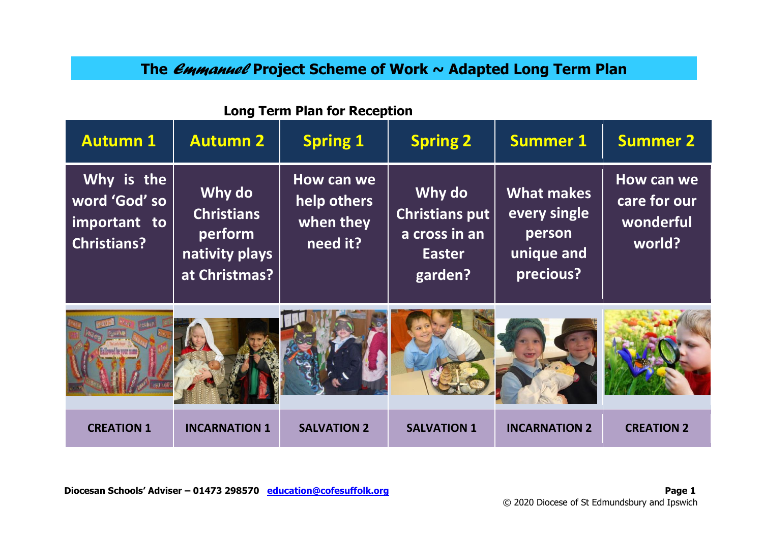# The *Emmanuel* Project Scheme of Work ~ Adapted Long Term Plan

## Long Term Plan for Reception

| Autumn 1 | Autumn 2 | Spring 1 | Spring 2 | Summer 1 | Summer 2 |
|---|---|---|---|---|---|
| Why is the word 'God' so important to Christians? | Why do Christians perform nativity plays at Christmas? | How can we help others when they need it? | Why do Christians put a cross in an Easter garden? | What makes every single person unique and precious? | How can we care for our wonderful world? |
| CREATION 1 | INCARNATION 1 | SALVATION 2 | SALVATION 1 | INCARNATION 2 | CREATION 2 |

**Diocesan Schools' Adviser – 01473 298570 [education@cofesuffolk.org](mailto:education@cofesuffolk.org)**

© 2020 Diocese of St Edmundsbury and Ipswich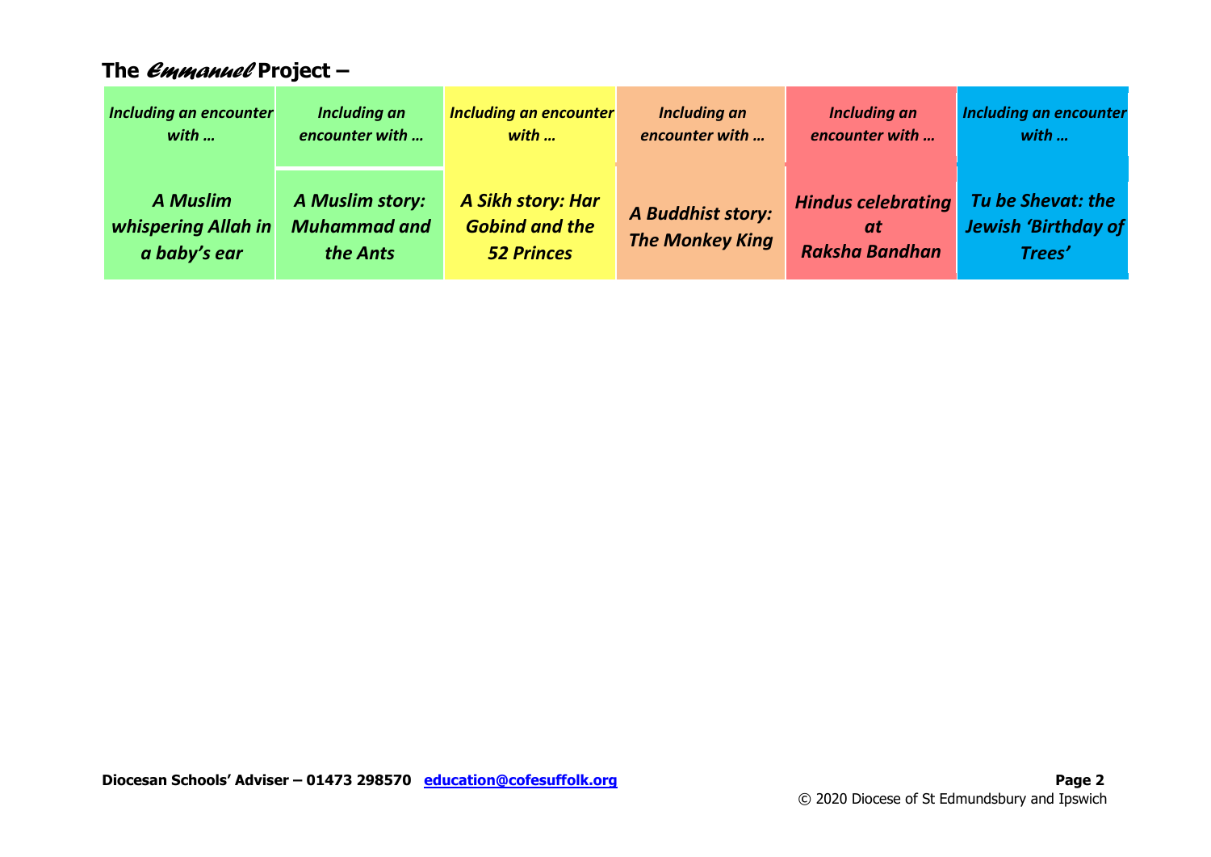## The *Emmanuel* Project –

| *Including an encounter with …* | *Including an encounter with …* | *Including an encounter with …* | *Including an encounter with …* | *Including an encounter with …* | *Including an encounter with …* |
|---|---|---|---|---|---|
| ***A Muslim whispering Allah in a baby's ear*** | ***A Muslim story: Muhammad and the Ants*** | ***A Sikh story: Har Gobind and the 52 Princes*** | ***A Buddhist story: The Monkey King*** | ***Hindus celebrating at Raksha Bandhan*** | ***Tu be Shevat: the Jewish 'Birthday of Trees'*** |

**Diocesan Schools' Adviser – 01473 298570 [education@cofesuffolk.org](mailto:education@cofesuffolk.org)**

© 2020 Diocese of St Edmundsbury and Ipswich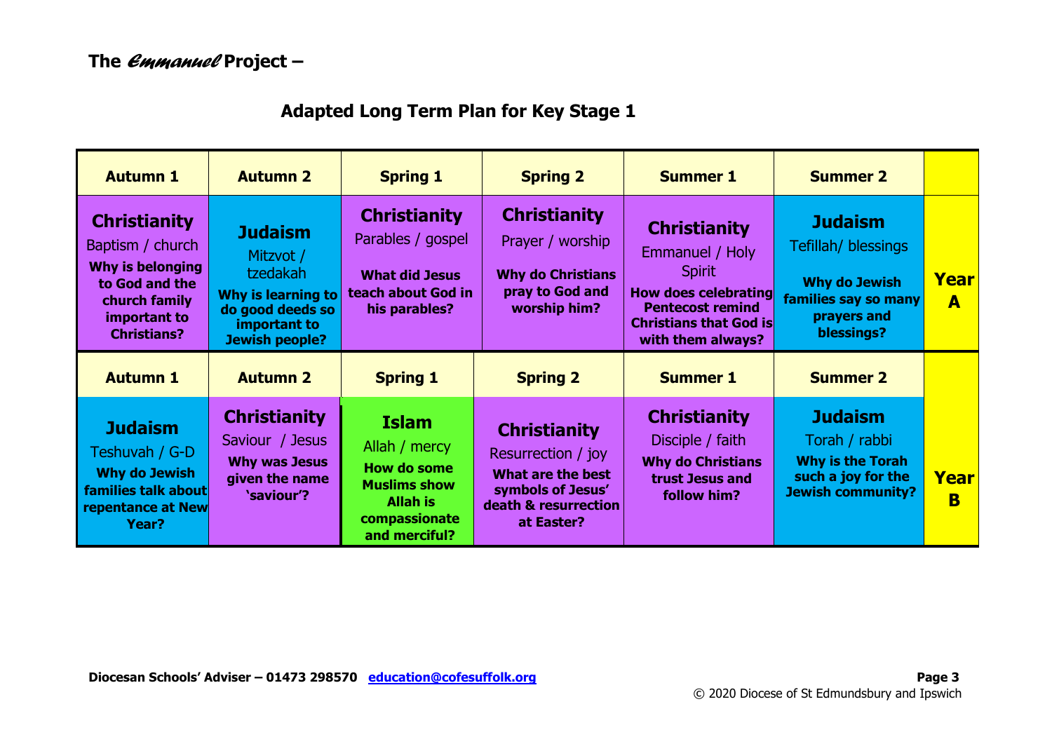**The *Emmanuel* Project –**

## Adapted Long Term Plan for Key Stage 1

| Autumn 1 | Autumn 2 | Spring 1 | Spring 2 | Summer 1 | Summer 2 | |
|---|---|---|---|---|---|---|
| **Christianity** Baptism / church **Why is belonging to God and the church family important to Christians?** | **Judaism** Mitzvot / tzedakah **Why is learning to do good deeds so important to Jewish people?** | **Christianity** Parables / gospel **What did Jesus teach about God in his parables?** | **Christianity** Prayer / worship **Why do Christians pray to God and worship him?** | **Christianity** Emmanuel / Holy Spirit **How does celebrating Pentecost remind Christians that God is with them always?** | **Judaism** Tefillah/ blessings **Why do Jewish families say so many prayers and blessings?** | **Year A** |
| **Autumn 1** | **Autumn 2** | **Spring 1** | **Spring 2** | **Summer 1** | **Summer 2** | |
| **Judaism** Teshuvah / G-D **Why do Jewish families talk about repentance at New Year?** | **Christianity** Saviour / Jesus **Why was Jesus given the name 'saviour'?** | **Islam** Allah / mercy **How do some Muslims show Allah is compassionate and merciful?** | **Christianity** Resurrection / joy **What are the best symbols of Jesus' death & resurrection at Easter?** | **Christianity** Disciple / faith **Why do Christians trust Jesus and follow him?** | **Judaism** Torah / rabbi **Why is the Torah such a joy for the Jewish community?** | **Year B** |

**Diocesan Schools' Adviser – 01473 298570 education@cofesuffolk.org**

© 2020 Diocese of St Edmundsbury and Ipswich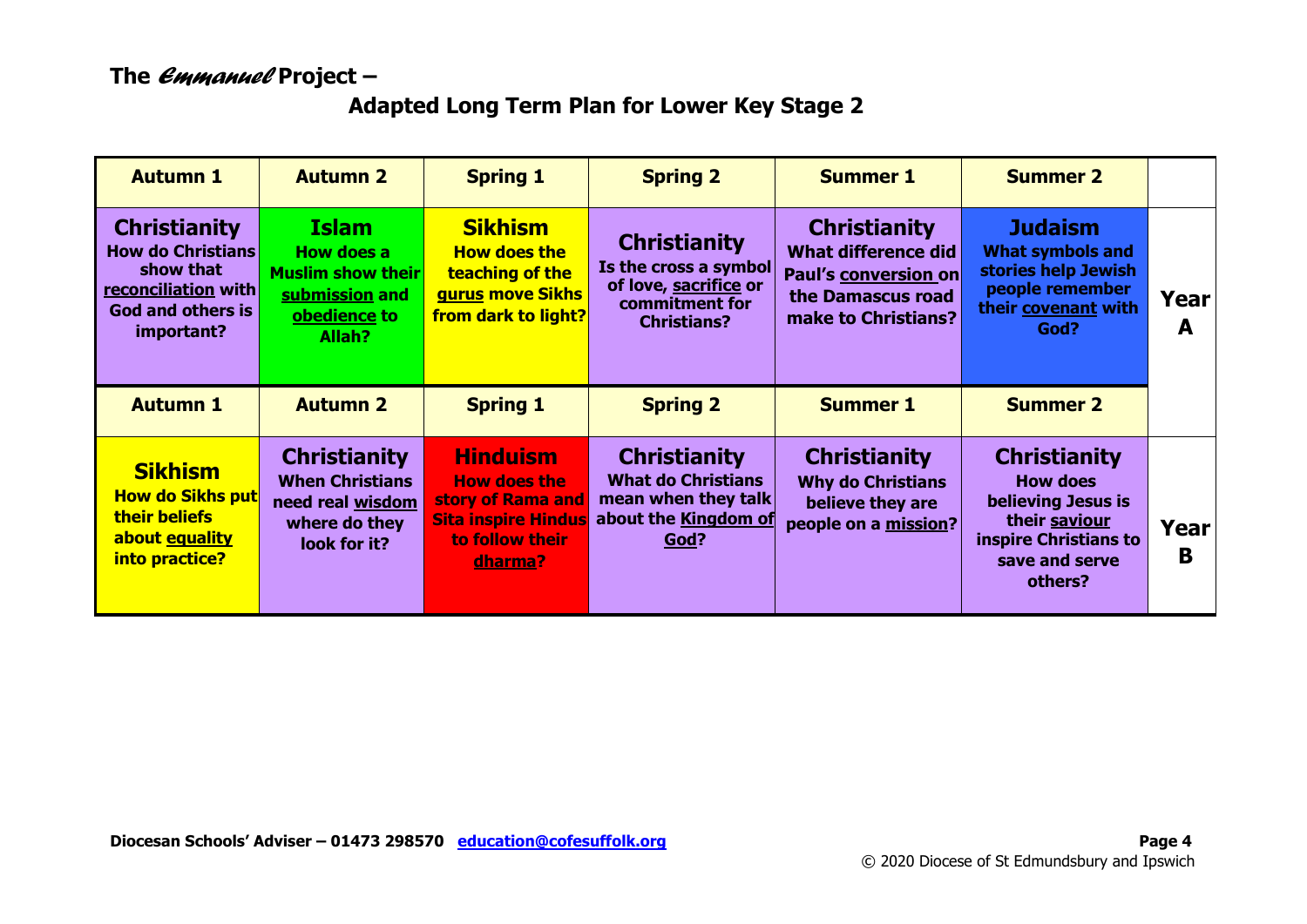# The *Emmanuel* Project –

## Adapted Long Term Plan for Lower Key Stage 2

| Autumn 1 | Autumn 2 | Spring 1 | Spring 2 | Summer 1 | Summer 2 | |
|---|---|---|---|---|---|---|
| **Christianity** How do Christians show that reconciliation with God and others is important? | **Islam** How does a Muslim show their submission and obedience to Allah? | **Sikhism** How does the teaching of the gurus move Sikhs from dark to light? | **Christianity** Is the cross a symbol of love, sacrifice or commitment for Christians? | **Christianity** What difference did Paul's conversion on the Damascus road make to Christians? | **Judaism** What symbols and stories help Jewish people remember their covenant with God? | **Year A** |
| **Autumn 1** | **Autumn 2** | **Spring 1** | **Spring 2** | **Summer 1** | **Summer 2** | |
| **Sikhism** How do Sikhs put their beliefs about equality into practice? | **Christianity** When Christians need real wisdom where do they look for it? | **Hinduism** How does the story of Rama and Sita inspire Hindus to follow their dharma? | **Christianity** What do Christians mean when they talk about the Kingdom of God? | **Christianity** Why do Christians believe they are people on a mission? | **Christianity** How does believing Jesus is their saviour inspire Christians to save and serve others? | **Year B** |

Diocesan Schools' Adviser – 01473 298570 education@cofesuffolk.org

© 2020 Diocese of St Edmundsbury and Ipswich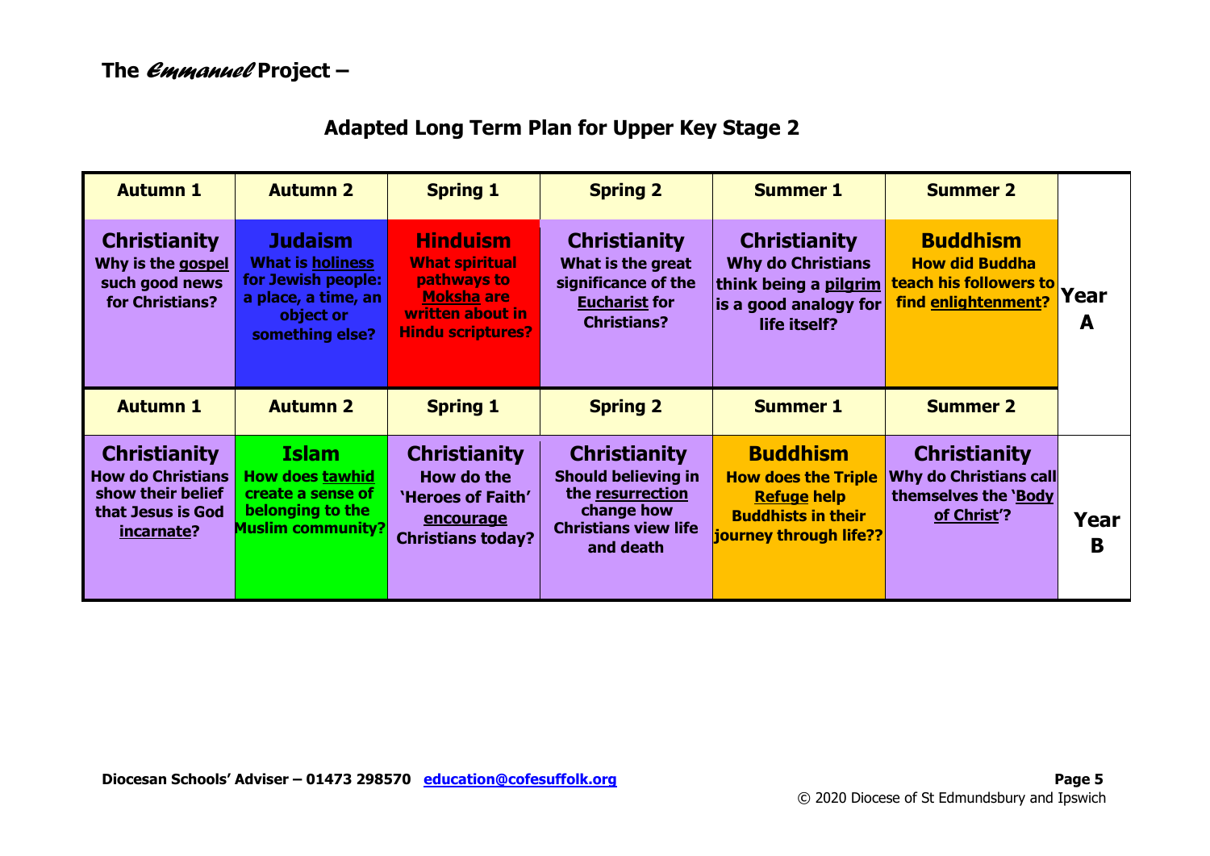## The *Emmanuel* Project –

### Adapted Long Term Plan for Upper Key Stage 2

| Autumn 1 | Autumn 2 | Spring 1 | Spring 2 | Summer 1 | Summer 2 | |
|---|---|---|---|---|---|---|
| **Christianity** Why is the <u>gospel</u> such good news for Christians? | **Judaism** What is <u>holiness</u> for Jewish people: a place, a time, an object or something else? | **Hinduism** What spiritual pathways to <u>Moksha</u> are written about in Hindu scriptures? | **Christianity** What is the great significance of the <u>Eucharist</u> for Christians? | **Christianity** Why do Christians think being a <u>pilgrim</u> is a good analogy for life itself? | **Buddhism** How did Buddha teach his followers to find <u>enlightenment</u>? | **Year A** |
| **Autumn 1** | **Autumn 2** | **Spring 1** | **Spring 2** | **Summer 1** | **Summer 2** | |
| **Christianity** How do Christians show their belief that Jesus is God <u>incarnate</u>? | **Islam** How does <u>tawhid</u> create a sense of belonging to the Muslim community? | **Christianity** How do the 'Heroes of Faith' <u>encourage</u> Christians today? | **Christianity** Should believing in the <u>resurrection</u> change how Christians view life and death | **Buddhism** How does the Triple <u>Refuge</u> help Buddhists in their journey through life?? | **Christianity** Why do Christians call themselves the '<u>Body of Christ</u>'? | **Year B** |

Diocesan Schools' Adviser – 01473 298570 education@cofesuffolk.org

© 2020 Diocese of St Edmundsbury and Ipswich